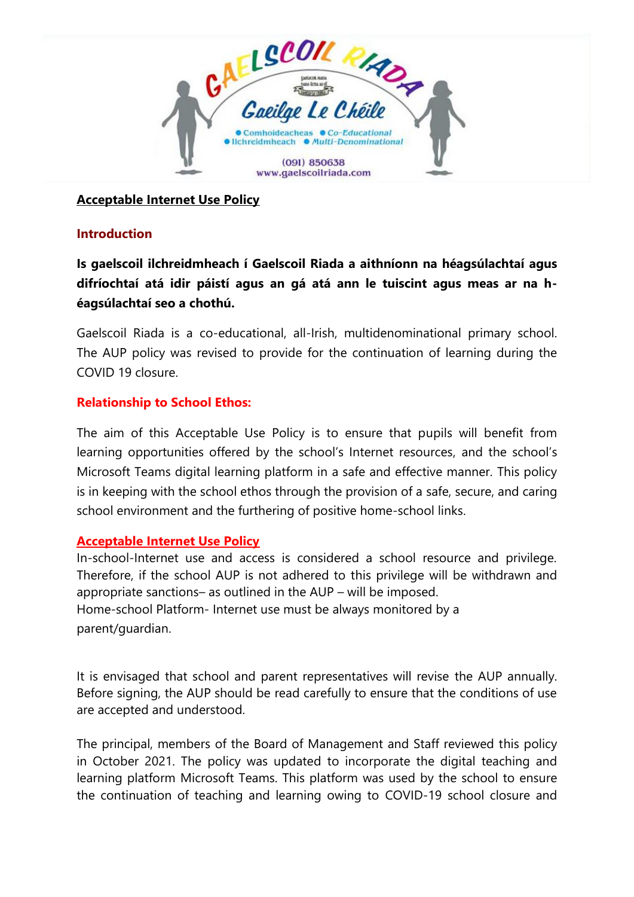**Acceptable Internet Use Policy**

## Introduction

**Is gaelscoil ilchreidmheach í Gaelscoil Riada a aithníonn na héagsúlachtaí agus difríochtaí atá idir páistí agus an gá atá ann le tuiscint agus meas ar na h-éagsúlachtaí seo a chothú.**

Gaelscoil Riada is a co-educational, all-Irish, multidenominational primary school. The AUP policy was revised to provide for the continuation of learning during the COVID 19 closure.

## Relationship to School Ethos:

The aim of this Acceptable Use Policy is to ensure that pupils will benefit from learning opportunities offered by the school's Internet resources, and the school's Microsoft Teams digital learning platform in a safe and effective manner. This policy is in keeping with the school ethos through the provision of a safe, secure, and caring school environment and the furthering of positive home-school links.

## Acceptable Internet Use Policy

In-school-Internet use and access is considered a school resource and privilege. Therefore, if the school AUP is not adhered to this privilege will be withdrawn and appropriate sanctions– as outlined in the AUP – will be imposed.
Home-school Platform- Internet use must be always monitored by a parent/guardian.

It is envisaged that school and parent representatives will revise the AUP annually. Before signing, the AUP should be read carefully to ensure that the conditions of use are accepted and understood.

The principal, members of the Board of Management and Staff reviewed this policy in October 2021. The policy was updated to incorporate the digital teaching and learning platform Microsoft Teams. This platform was used by the school to ensure the continuation of teaching and learning owing to COVID-19 school closure and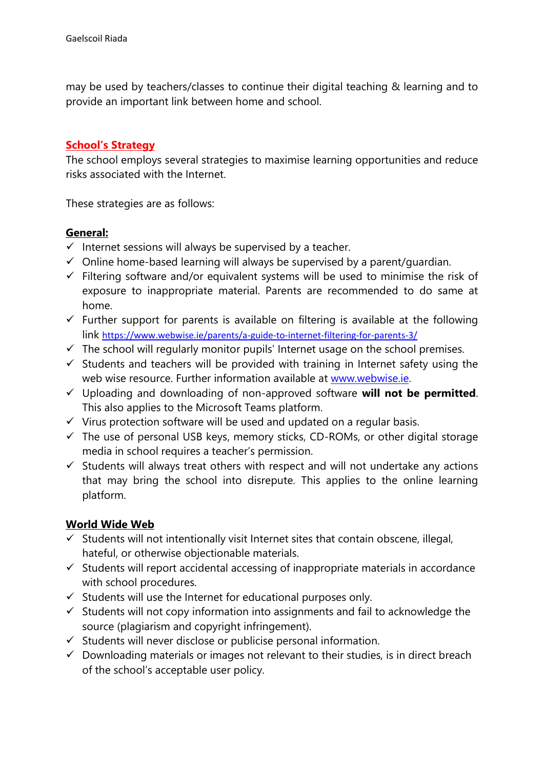may be used by teachers/classes to continue their digital teaching & learning and to provide an important link between home and school.

## School's Strategy

The school employs several strategies to maximise learning opportunities and reduce risks associated with the Internet.

These strategies are as follows:

### General:

- ✓ Internet sessions will always be supervised by a teacher.
- ✓ Online home-based learning will always be supervised by a parent/guardian.
- ✓ Filtering software and/or equivalent systems will be used to minimise the risk of exposure to inappropriate material. Parents are recommended to do same at home.
- ✓ Further support for parents is available on filtering is available at the following link https://www.webwise.ie/parents/a-guide-to-internet-filtering-for-parents-3/
- ✓ The school will regularly monitor pupils' Internet usage on the school premises.
- ✓ Students and teachers will be provided with training in Internet safety using the web wise resource. Further information available at www.webwise.ie.
- ✓ Uploading and downloading of non-approved software **will not be permitted**. This also applies to the Microsoft Teams platform.
- ✓ Virus protection software will be used and updated on a regular basis.
- ✓ The use of personal USB keys, memory sticks, CD-ROMs, or other digital storage media in school requires a teacher's permission.
- ✓ Students will always treat others with respect and will not undertake any actions that may bring the school into disrepute. This applies to the online learning platform.

### World Wide Web

- ✓ Students will not intentionally visit Internet sites that contain obscene, illegal, hateful, or otherwise objectionable materials.
- ✓ Students will report accidental accessing of inappropriate materials in accordance with school procedures.
- ✓ Students will use the Internet for educational purposes only.
- ✓ Students will not copy information into assignments and fail to acknowledge the source (plagiarism and copyright infringement).
- ✓ Students will never disclose or publicise personal information.
- ✓ Downloading materials or images not relevant to their studies, is in direct breach of the school's acceptable user policy.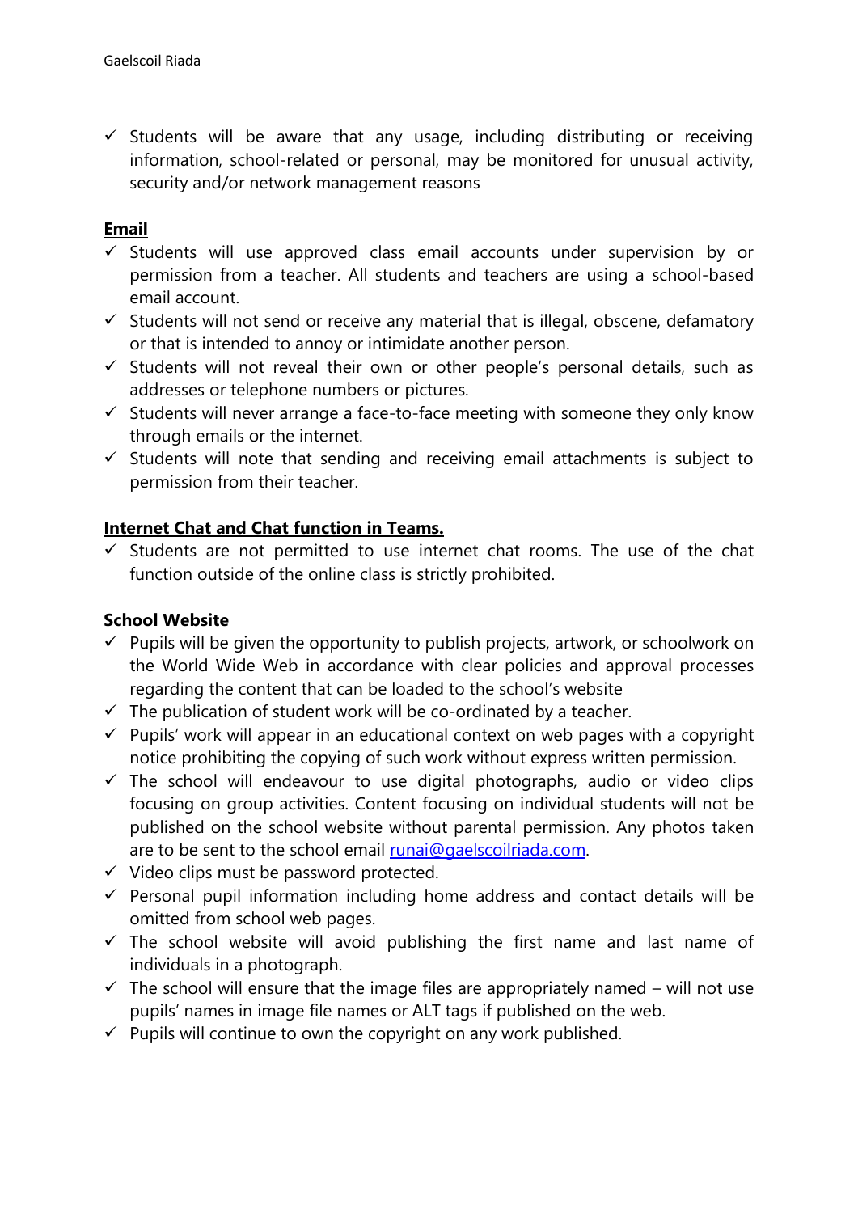- ✓ Students will be aware that any usage, including distributing or receiving information, school-related or personal, may be monitored for unusual activity, security and/or network management reasons

## Email

- ✓ Students will use approved class email accounts under supervision by or permission from a teacher. All students and teachers are using a school-based email account.
- ✓ Students will not send or receive any material that is illegal, obscene, defamatory or that is intended to annoy or intimidate another person.
- ✓ Students will not reveal their own or other people's personal details, such as addresses or telephone numbers or pictures.
- ✓ Students will never arrange a face-to-face meeting with someone they only know through emails or the internet.
- ✓ Students will note that sending and receiving email attachments is subject to permission from their teacher.

## Internet Chat and Chat function in Teams.

- ✓ Students are not permitted to use internet chat rooms. The use of the chat function outside of the online class is strictly prohibited.

## School Website

- ✓ Pupils will be given the opportunity to publish projects, artwork, or schoolwork on the World Wide Web in accordance with clear policies and approval processes regarding the content that can be loaded to the school's website
- ✓ The publication of student work will be co-ordinated by a teacher.
- ✓ Pupils' work will appear in an educational context on web pages with a copyright notice prohibiting the copying of such work without express written permission.
- ✓ The school will endeavour to use digital photographs, audio or video clips focusing on group activities. Content focusing on individual students will not be published on the school website without parental permission. Any photos taken are to be sent to the school email runai@gaelscoilriada.com.
- ✓ Video clips must be password protected.
- ✓ Personal pupil information including home address and contact details will be omitted from school web pages.
- ✓ The school website will avoid publishing the first name and last name of individuals in a photograph.
- ✓ The school will ensure that the image files are appropriately named – will not use pupils' names in image file names or ALT tags if published on the web.
- ✓ Pupils will continue to own the copyright on any work published.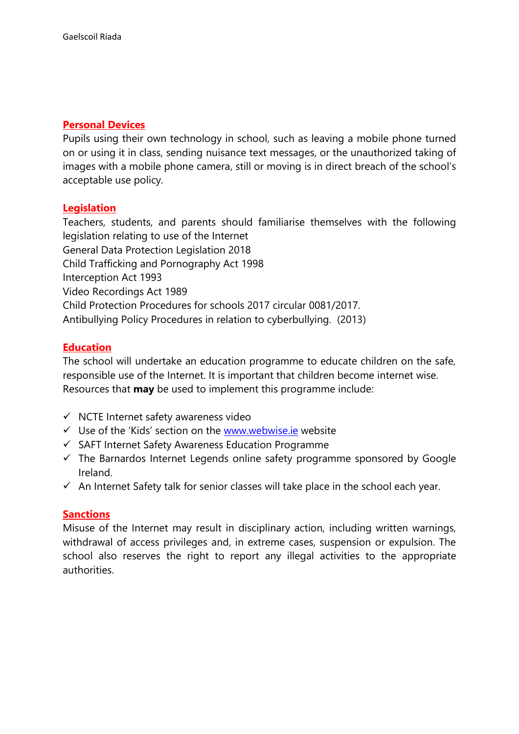## Personal Devices

Pupils using their own technology in school, such as leaving a mobile phone turned on or using it in class, sending nuisance text messages, or the unauthorized taking of images with a mobile phone camera, still or moving is in direct breach of the school's acceptable use policy.

## Legislation

Teachers, students, and parents should familiarise themselves with the following legislation relating to use of the Internet

General Data Protection Legislation 2018

Child Trafficking and Pornography Act 1998

Interception Act 1993

Video Recordings Act 1989

Child Protection Procedures for schools 2017 circular 0081/2017.

Antibullying Policy Procedures in relation to cyberbullying. (2013)

## Education

The school will undertake an education programme to educate children on the safe, responsible use of the Internet. It is important that children become internet wise. Resources that **may** be used to implement this programme include:

- ✓ NCTE Internet safety awareness video
- ✓ Use of the 'Kids' section on the www.webwise.ie website
- ✓ SAFT Internet Safety Awareness Education Programme
- ✓ The Barnardos Internet Legends online safety programme sponsored by Google Ireland.
- ✓ An Internet Safety talk for senior classes will take place in the school each year.

## Sanctions

Misuse of the Internet may result in disciplinary action, including written warnings, withdrawal of access privileges and, in extreme cases, suspension or expulsion. The school also reserves the right to report any illegal activities to the appropriate authorities.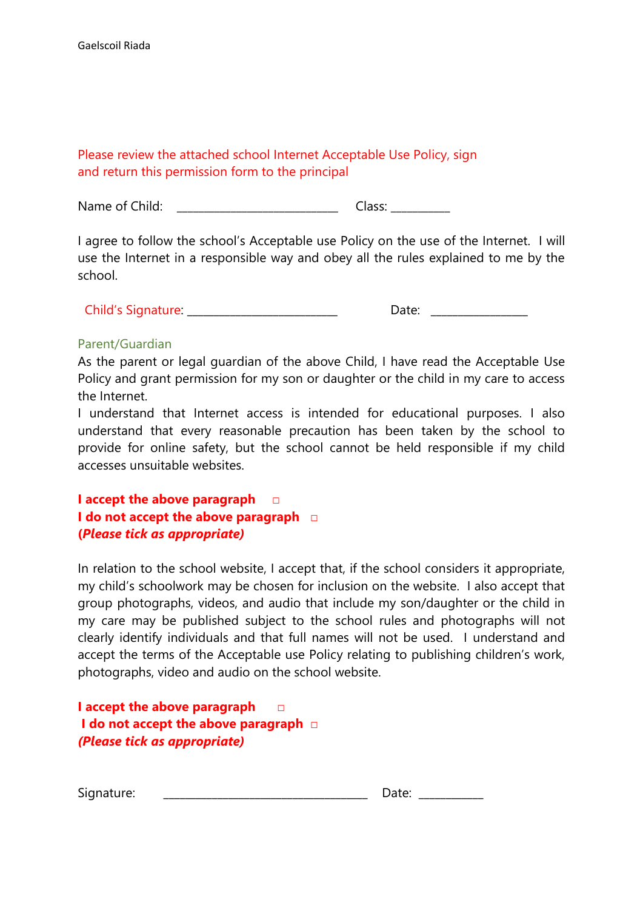Please review the attached school Internet Acceptable Use Policy, sign and return this permission form to the principal

Name of Child: ____________________________ Class: __________

I agree to follow the school's Acceptable use Policy on the use of the Internet. I will use the Internet in a responsible way and obey all the rules explained to me by the school.

Child's Signature: __________________________ Date: ________________

Parent/Guardian

As the parent or legal guardian of the above Child, I have read the Acceptable Use Policy and grant permission for my son or daughter or the child in my care to access the Internet.

I understand that Internet access is intended for educational purposes. I also understand that every reasonable precaution has been taken by the school to provide for online safety, but the school cannot be held responsible if my child accesses unsuitable websites.

**I accept the above paragraph** □
**I do not accept the above paragraph** □
**(*Please tick as appropriate)***

In relation to the school website, I accept that, if the school considers it appropriate, my child's schoolwork may be chosen for inclusion on the website. I also accept that group photographs, videos, and audio that include my son/daughter or the child in my care may be published subject to the school rules and photographs will not clearly identify individuals and that full names will not be used. I understand and accept the terms of the Acceptable use Policy relating to publishing children's work, photographs, video and audio on the school website.

**I accept the above paragraph** □
**I do not accept the above paragraph** □
***(Please tick as appropriate)***

Signature: ____________________________________ Date: ___________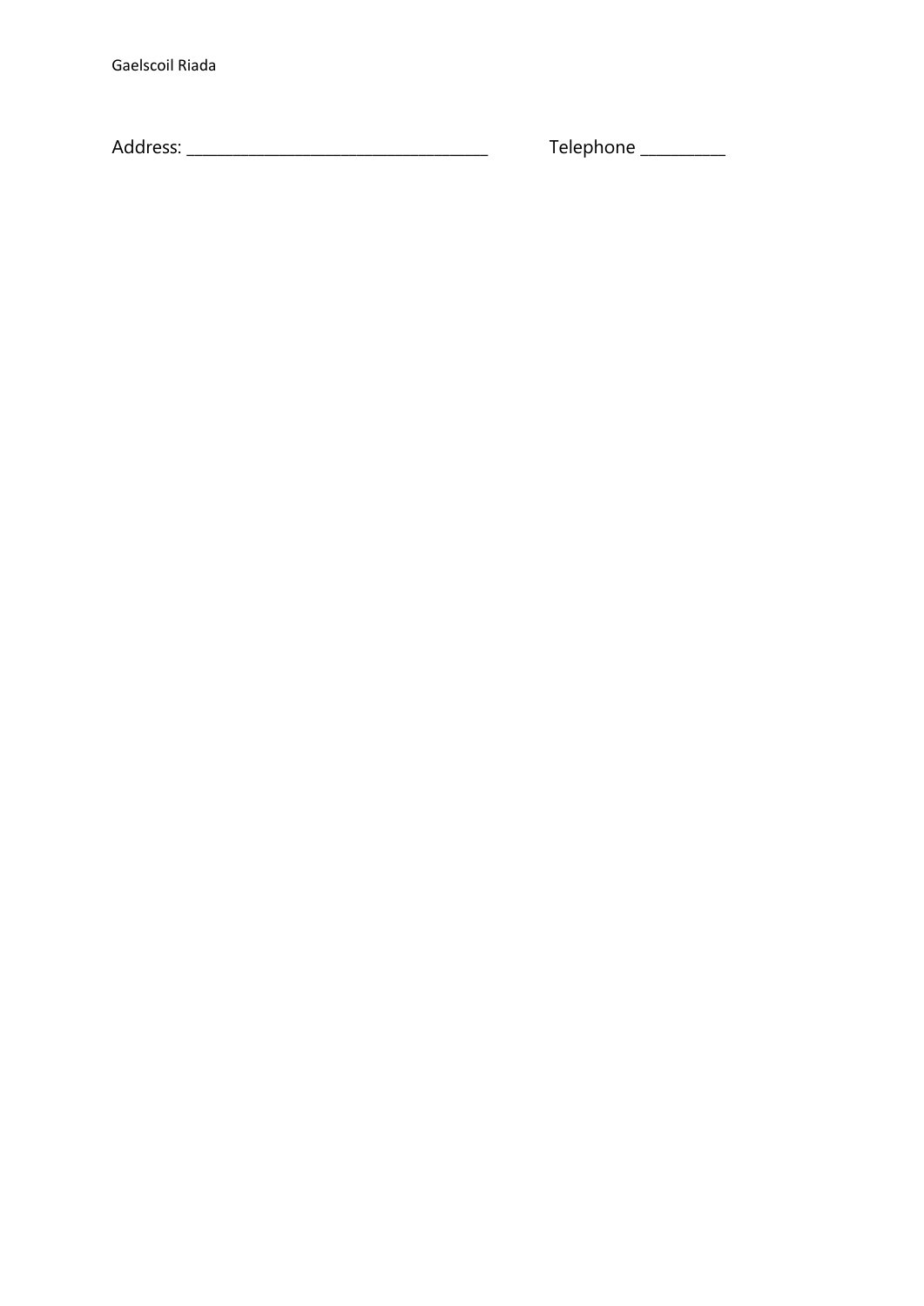Address: _________________________________ Telephone _________